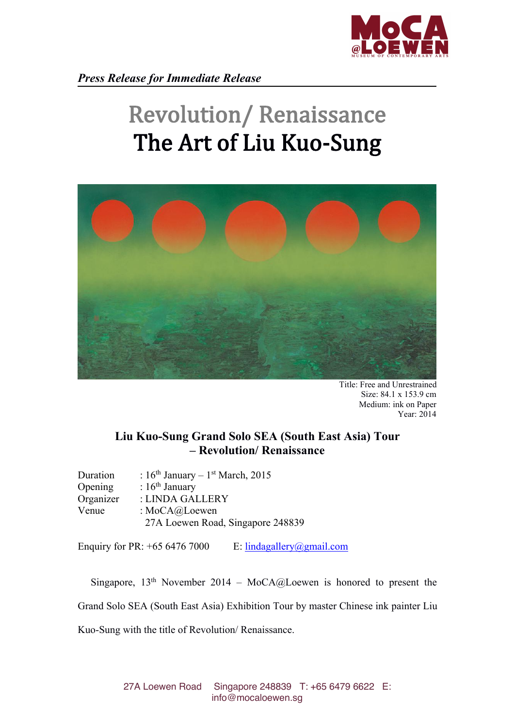*Press Release for Immediate Release*

# Revolution/ Renaissance
# The Art of Liu Kuo-Sung

Title: Free and Unrestrained
Size: 84.1 x 153.9 cm
Medium: ink on Paper
Year: 2014

**Liu Kuo-Sung Grand Solo SEA (South East Asia) Tour – Revolution/ Renaissance**

Duration : 16th January – 1st March, 2015
Opening : 16th January
Organizer : LINDA GALLERY
Venue : MoCA@Loewen
27A Loewen Road, Singapore 248839

Enquiry for PR: +65 6476 7000 E: lindagallery@gmail.com

Singapore, 13th November 2014 – MoCA@Loewen is honored to present the Grand Solo SEA (South East Asia) Exhibition Tour by master Chinese ink painter Liu Kuo-Sung with the title of Revolution/ Renaissance.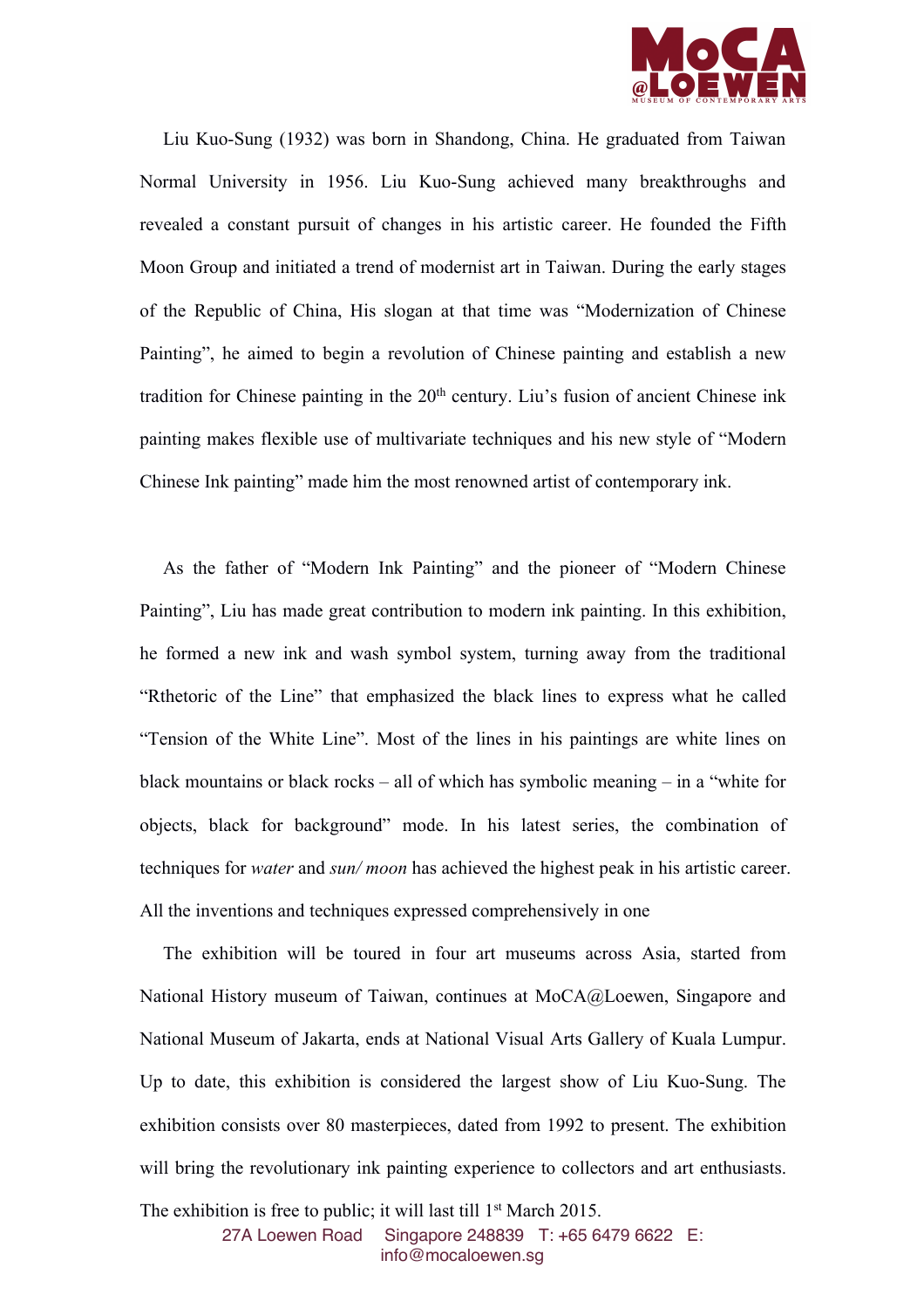Liu Kuo-Sung (1932) was born in Shandong, China. He graduated from Taiwan Normal University in 1956. Liu Kuo-Sung achieved many breakthroughs and revealed a constant pursuit of changes in his artistic career. He founded the Fifth Moon Group and initiated a trend of modernist art in Taiwan. During the early stages of the Republic of China, His slogan at that time was "Modernization of Chinese Painting", he aimed to begin a revolution of Chinese painting and establish a new tradition for Chinese painting in the 20th century. Liu's fusion of ancient Chinese ink painting makes flexible use of multivariate techniques and his new style of "Modern Chinese Ink painting" made him the most renowned artist of contemporary ink.

As the father of "Modern Ink Painting" and the pioneer of "Modern Chinese Painting", Liu has made great contribution to modern ink painting. In this exhibition, he formed a new ink and wash symbol system, turning away from the traditional "Rthetoric of the Line" that emphasized the black lines to express what he called "Tension of the White Line". Most of the lines in his paintings are white lines on black mountains or black rocks – all of which has symbolic meaning – in a "white for objects, black for background" mode. In his latest series, the combination of techniques for *water* and *sun/ moon* has achieved the highest peak in his artistic career. All the inventions and techniques expressed comprehensively in one

The exhibition will be toured in four art museums across Asia, started from National History museum of Taiwan, continues at MoCA@Loewen, Singapore and National Museum of Jakarta, ends at National Visual Arts Gallery of Kuala Lumpur. Up to date, this exhibition is considered the largest show of Liu Kuo-Sung. The exhibition consists over 80 masterpieces, dated from 1992 to present. The exhibition will bring the revolutionary ink painting experience to collectors and art enthusiasts. The exhibition is free to public; it will last till 1st March 2015.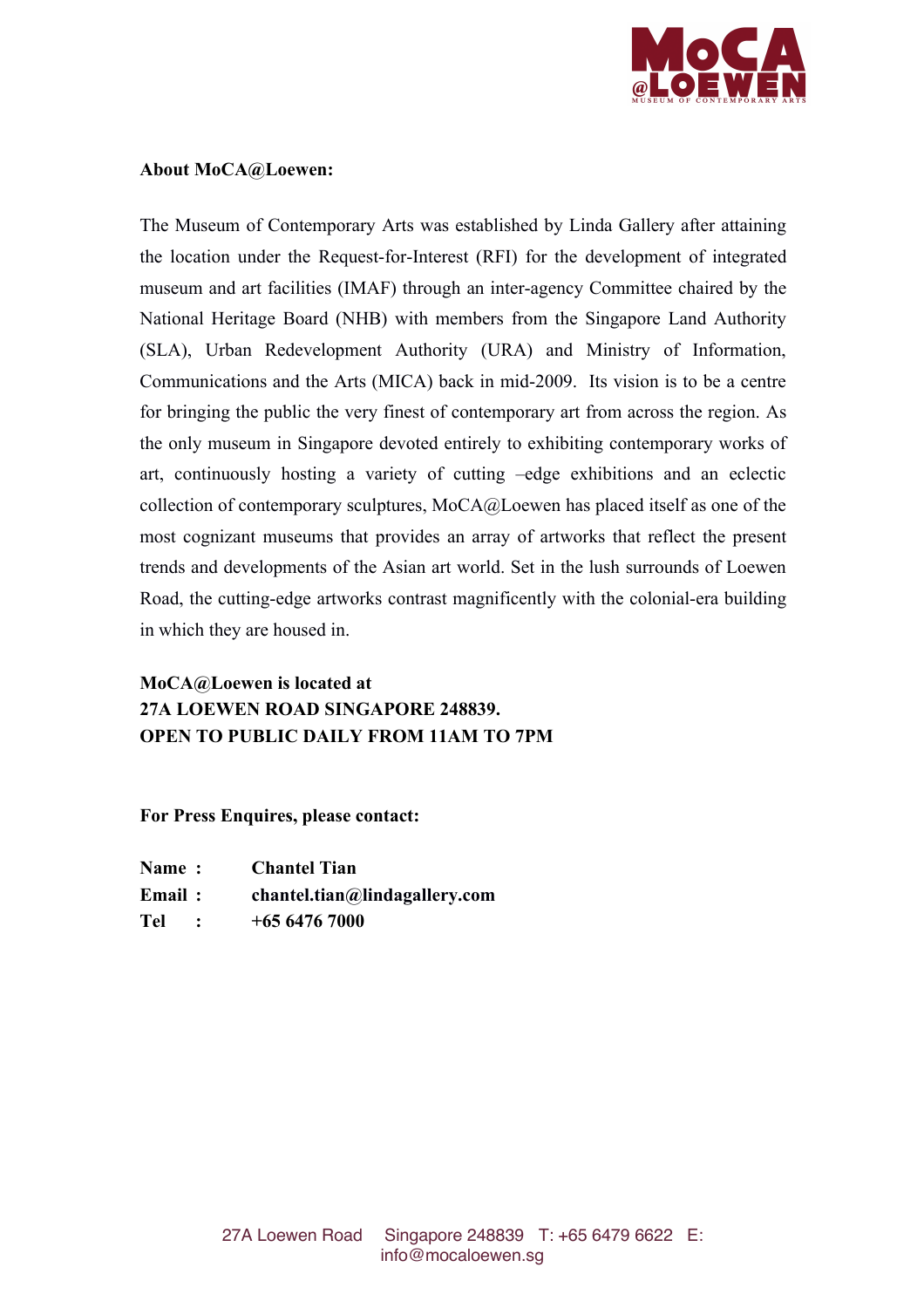**About MoCA@Loewen:**

The Museum of Contemporary Arts was established by Linda Gallery after attaining the location under the Request-for-Interest (RFI) for the development of integrated museum and art facilities (IMAF) through an inter-agency Committee chaired by the National Heritage Board (NHB) with members from the Singapore Land Authority (SLA), Urban Redevelopment Authority (URA) and Ministry of Information, Communications and the Arts (MICA) back in mid-2009. Its vision is to be a centre for bringing the public the very finest of contemporary art from across the region. As the only museum in Singapore devoted entirely to exhibiting contemporary works of art, continuously hosting a variety of cutting –edge exhibitions and an eclectic collection of contemporary sculptures, MoCA@Loewen has placed itself as one of the most cognizant museums that provides an array of artworks that reflect the present trends and developments of the Asian art world. Set in the lush surrounds of Loewen Road, the cutting-edge artworks contrast magnificently with the colonial-era building in which they are housed in.

**MoCA@Loewen is located at**
**27A LOEWEN ROAD SINGAPORE 248839.**
**OPEN TO PUBLIC DAILY FROM 11AM TO 7PM**

**For Press Enquires, please contact:**

| | |
|---|---|
| **Name :** | **Chantel Tian** |
| **Email :** | **chantel.tian@lindagallery.com** |
| **Tel :** | **+65 6476 7000** |

27A Loewen Road Singapore 248839 T: +65 6479 6622 E: info@mocaloewen.sg